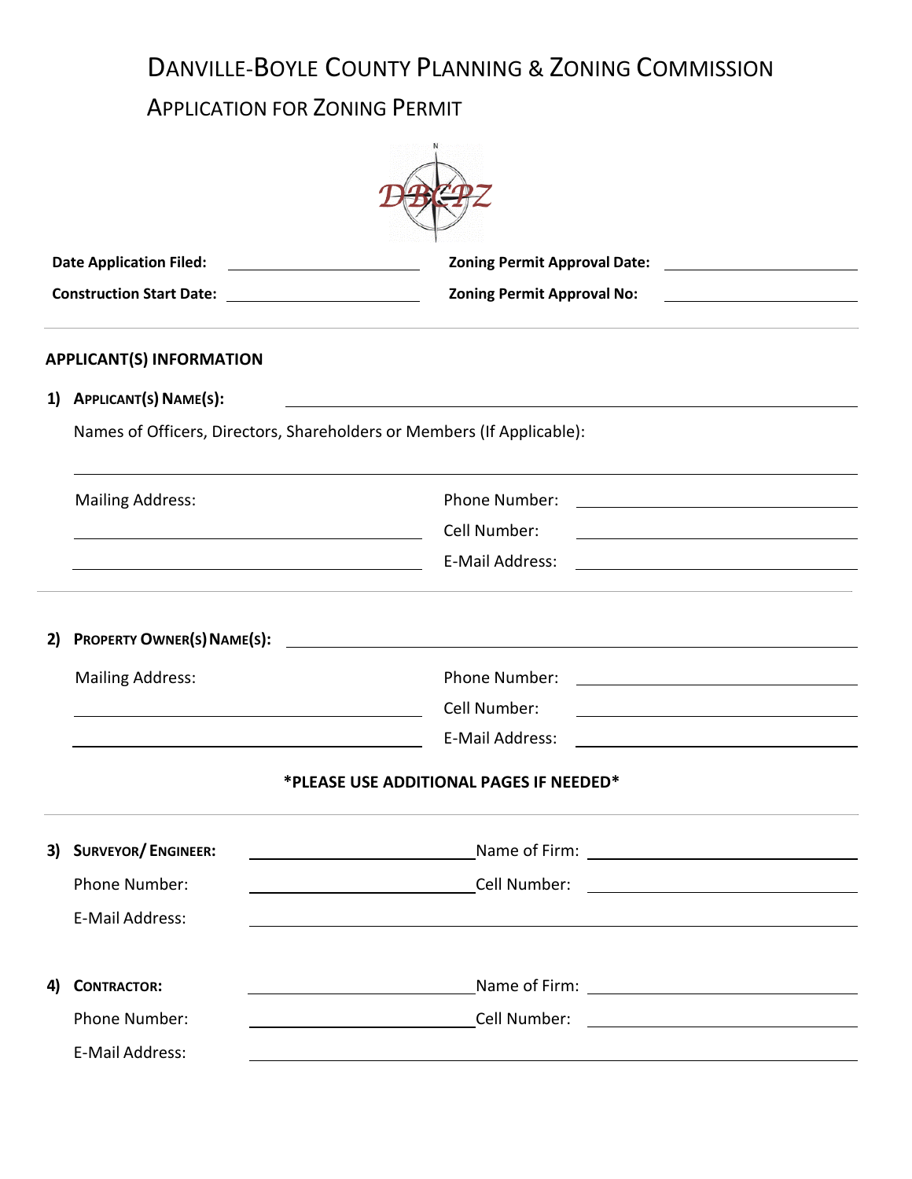# DANVILLE-BOYLE COUNTY PLANNING & ZONING COMMISSION

## APPLICATION FOR ZONING PERMIT

**Date Application Filed:** ____________________ **Zoning Permit Approval Date:** ____________________

**Construction Start Date:** ____________________ **Zoning Permit Approval No:** ____________________

---

**APPLICANT(S) INFORMATION**

1) **APPLICANT(S) NAME(S):** ________________________________________

Names of Officers, Directors, Shareholders or Members (If Applicable):

________________________________________

Mailing Address: Phone Number: ____________________

________________________ Cell Number: ____________________

________________________ E-Mail Address: ____________________

---

2) **PROPERTY OWNER(S) NAME(S):** ________________________________________

Mailing Address: Phone Number: ____________________

________________________ Cell Number: ____________________

________________________ E-Mail Address: ____________________

**\*PLEASE USE ADDITIONAL PAGES IF NEEDED\***

---

3) **SURVEYOR/ ENGINEER:** ____________________ Name of Firm: ____________________

Phone Number: ____________________ Cell Number: ____________________

E-Mail Address: ________________________________________

4) **CONTRACTOR:** ____________________ Name of Firm: ____________________

Phone Number: ____________________ Cell Number: ____________________

E-Mail Address: ________________________________________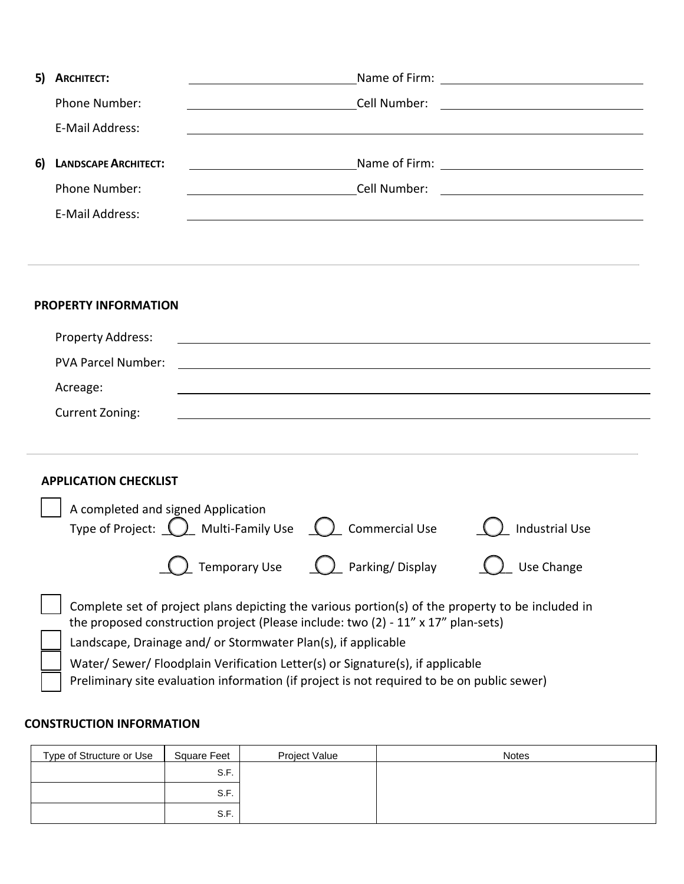**5) ARCHITECT:** ______________________ Name of Firm: ______________________

Phone Number: ______________________ Cell Number: ______________________

E-Mail Address: ______________________

**6) LANDSCAPE ARCHITECT:** ______________________ Name of Firm: ______________________

Phone Number: ______________________ Cell Number: ______________________

E-Mail Address: ______________________

---

## PROPERTY INFORMATION

Property Address: ______________________

PVA Parcel Number: ______________________

Acreage: ______________________

Current Zoning: ______________________

---

## APPLICATION CHECKLIST

☐ A completed and signed Application
Type of Project: ○ Multi-Family Use ○ Commercial Use ○ Industrial Use

○ Temporary Use ○ Parking/ Display ○ Use Change

☐ Complete set of project plans depicting the various portion(s) of the property to be included in the proposed construction project (Please include: two (2) - 11" x 17" plan-sets)

☐ Landscape, Drainage and/ or Stormwater Plan(s), if applicable

☐ Water/ Sewer/ Floodplain Verification Letter(s) or Signature(s), if applicable

☐ Preliminary site evaluation information (if project is not required to be on public sewer)

## CONSTRUCTION INFORMATION

| Type of Structure or Use | Square Feet | Project Value | Notes |
|---|---|---|---|
| | S.F. | | |
| | S.F. | | |
| | S.F. | | |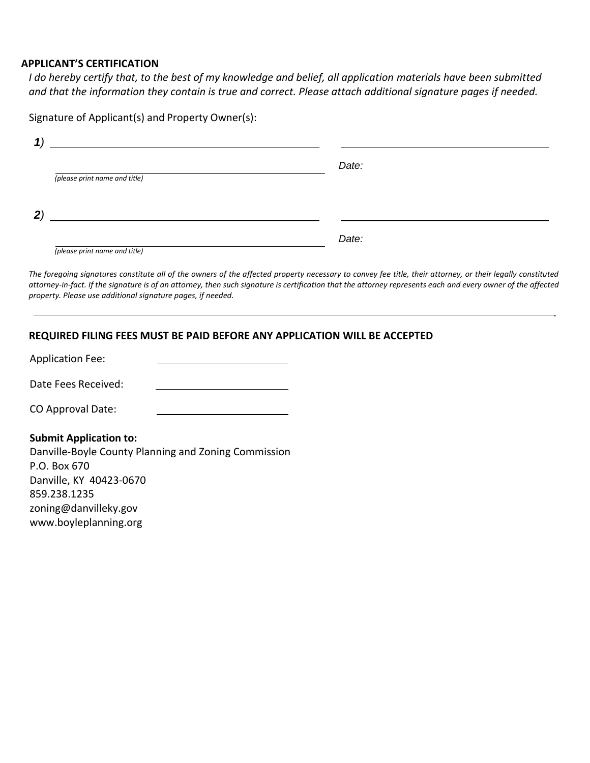**APPLICANT'S CERTIFICATION**

*I do hereby certify that, to the best of my knowledge and belief, all application materials have been submitted and that the information they contain is true and correct. Please attach additional signature pages if needed.*

Signature of Applicant(s) and Property Owner(s):

***1)*** ______________________________ ______________________________

______________________________ *Date:*

*(please print name and title)*

***2)*** ______________________________ ______________________________

______________________________ *Date:*

*(please print name and title)*

*The foregoing signatures constitute all of the owners of the affected property necessary to convey fee title, their attorney, or their legally constituted attorney-in-fact. If the signature is of an attorney, then such signature is certification that the attorney represents each and every owner of the affected property. Please use additional signature pages, if needed.*

---

**REQUIRED FILING FEES MUST BE PAID BEFORE ANY APPLICATION WILL BE ACCEPTED**

Application Fee: ______________________

Date Fees Received: ______________________

CO Approval Date: ______________________

**Submit Application to:**

Danville-Boyle County Planning and Zoning Commission
P.O. Box 670
Danville, KY 40423-0670
859.238.1235
zoning@danvilleky.gov
www.boyleplanning.org